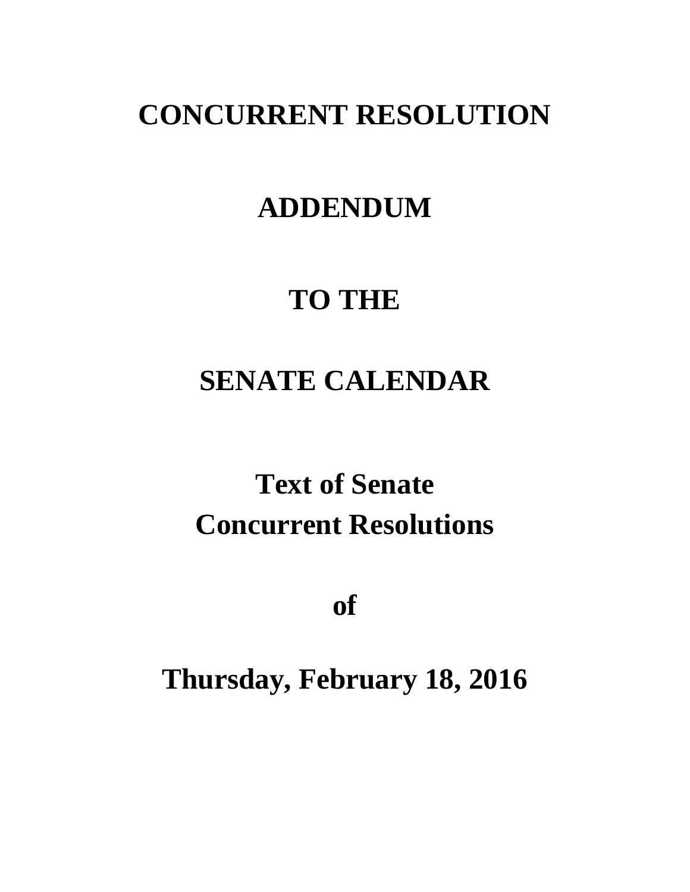# CONCURRENT RESOLUTION

# ADDENDUM

# TO THE

# SENATE CALENDAR

## Text of Senate Concurrent Resolutions

## of

## Thursday, February 18, 2016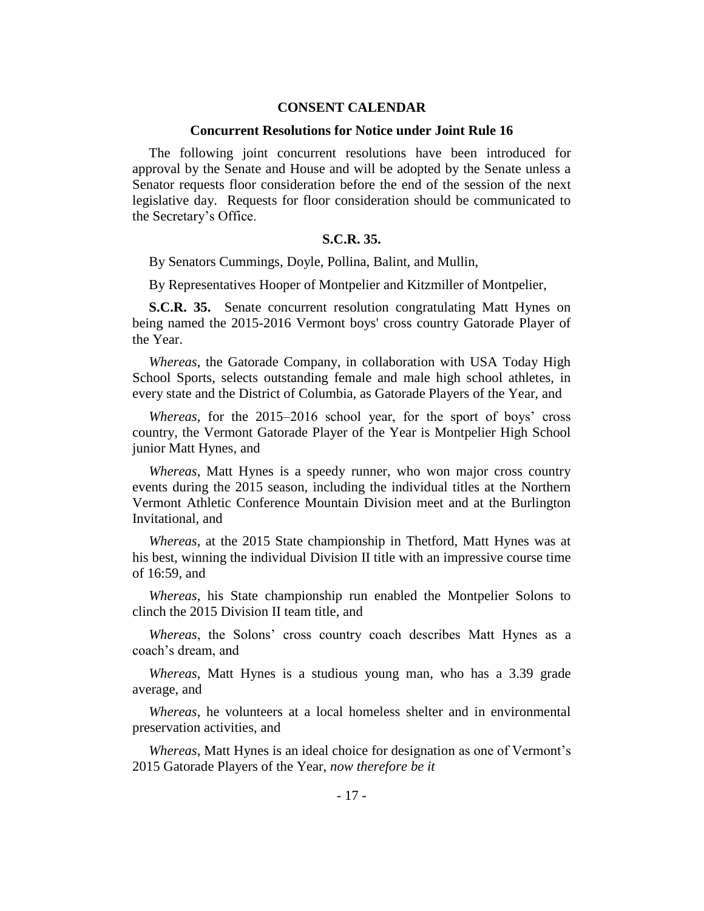## CONSENT CALENDAR

### Concurrent Resolutions for Notice under Joint Rule 16

The following joint concurrent resolutions have been introduced for approval by the Senate and House and will be adopted by the Senate unless a Senator requests floor consideration before the end of the session of the next legislative day. Requests for floor consideration should be communicated to the Secretary's Office.

### S.C.R. 35.

By Senators Cummings, Doyle, Pollina, Balint, and Mullin,

By Representatives Hooper of Montpelier and Kitzmiller of Montpelier,

**S.C.R. 35.** Senate concurrent resolution congratulating Matt Hynes on being named the 2015-2016 Vermont boys' cross country Gatorade Player of the Year.

*Whereas*, the Gatorade Company, in collaboration with USA Today High School Sports, selects outstanding female and male high school athletes, in every state and the District of Columbia, as Gatorade Players of the Year, and

*Whereas*, for the 2015–2016 school year, for the sport of boys' cross country, the Vermont Gatorade Player of the Year is Montpelier High School junior Matt Hynes, and

*Whereas*, Matt Hynes is a speedy runner, who won major cross country events during the 2015 season, including the individual titles at the Northern Vermont Athletic Conference Mountain Division meet and at the Burlington Invitational, and

*Whereas*, at the 2015 State championship in Thetford, Matt Hynes was at his best, winning the individual Division II title with an impressive course time of 16:59, and

*Whereas*, his State championship run enabled the Montpelier Solons to clinch the 2015 Division II team title, and

*Whereas*, the Solons' cross country coach describes Matt Hynes as a coach's dream, and

*Whereas*, Matt Hynes is a studious young man, who has a 3.39 grade average, and

*Whereas*, he volunteers at a local homeless shelter and in environmental preservation activities, and

*Whereas*, Matt Hynes is an ideal choice for designation as one of Vermont's 2015 Gatorade Players of the Year, *now therefore be it*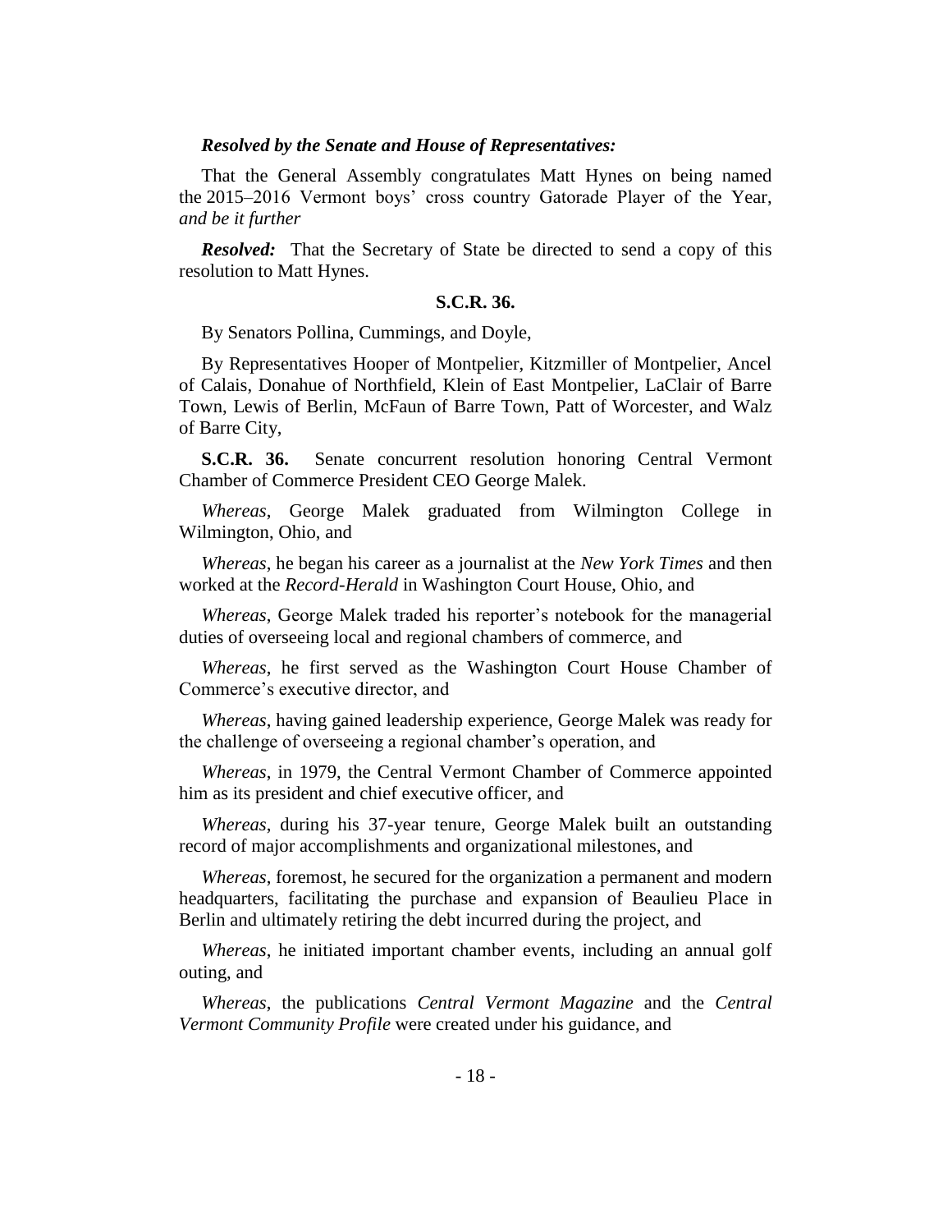***Resolved by the Senate and House of Representatives:***

That the General Assembly congratulates Matt Hynes on being named the 2015–2016 Vermont boys' cross country Gatorade Player of the Year, *and be it further*

***Resolved:*** That the Secretary of State be directed to send a copy of this resolution to Matt Hynes.

**S.C.R. 36.**

By Senators Pollina, Cummings, and Doyle,

By Representatives Hooper of Montpelier, Kitzmiller of Montpelier, Ancel of Calais, Donahue of Northfield, Klein of East Montpelier, LaClair of Barre Town, Lewis of Berlin, McFaun of Barre Town, Patt of Worcester, and Walz of Barre City,

**S.C.R. 36.** Senate concurrent resolution honoring Central Vermont Chamber of Commerce President CEO George Malek.

*Whereas*, George Malek graduated from Wilmington College in Wilmington, Ohio, and

*Whereas*, he began his career as a journalist at the *New York Times* and then worked at the *Record-Herald* in Washington Court House, Ohio, and

*Whereas*, George Malek traded his reporter's notebook for the managerial duties of overseeing local and regional chambers of commerce, and

*Whereas*, he first served as the Washington Court House Chamber of Commerce's executive director, and

*Whereas*, having gained leadership experience, George Malek was ready for the challenge of overseeing a regional chamber's operation, and

*Whereas*, in 1979, the Central Vermont Chamber of Commerce appointed him as its president and chief executive officer, and

*Whereas*, during his 37-year tenure, George Malek built an outstanding record of major accomplishments and organizational milestones, and

*Whereas*, foremost, he secured for the organization a permanent and modern headquarters, facilitating the purchase and expansion of Beaulieu Place in Berlin and ultimately retiring the debt incurred during the project, and

*Whereas*, he initiated important chamber events, including an annual golf outing, and

*Whereas*, the publications *Central Vermont Magazine* and the *Central Vermont Community Profile* were created under his guidance, and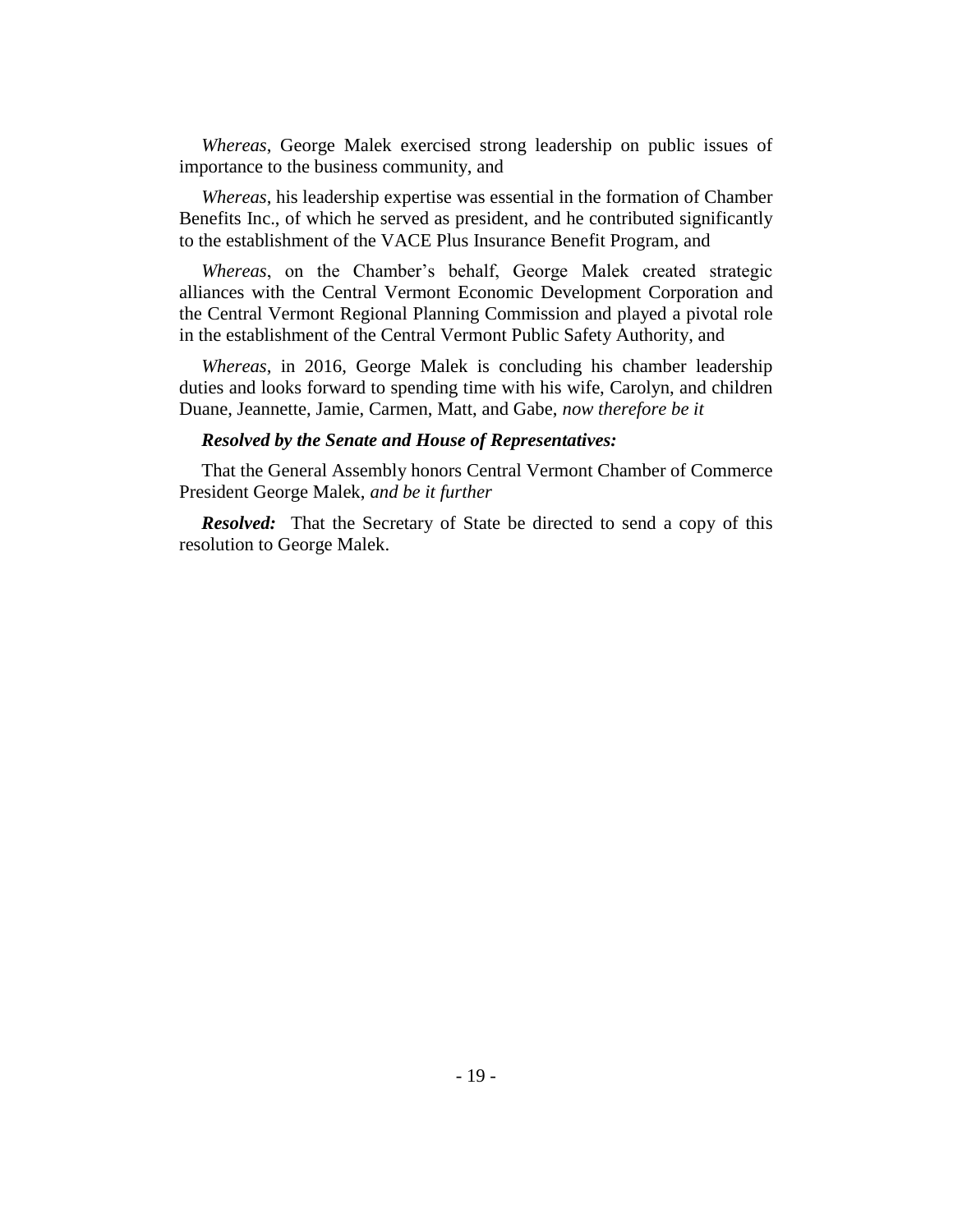*Whereas*, George Malek exercised strong leadership on public issues of importance to the business community, and

*Whereas*, his leadership expertise was essential in the formation of Chamber Benefits Inc., of which he served as president, and he contributed significantly to the establishment of the VACE Plus Insurance Benefit Program, and

*Whereas*, on the Chamber's behalf, George Malek created strategic alliances with the Central Vermont Economic Development Corporation and the Central Vermont Regional Planning Commission and played a pivotal role in the establishment of the Central Vermont Public Safety Authority, and

*Whereas*, in 2016, George Malek is concluding his chamber leadership duties and looks forward to spending time with his wife, Carolyn, and children Duane, Jeannette, Jamie, Carmen, Matt, and Gabe, *now therefore be it*

***Resolved by the Senate and House of Representatives:***

That the General Assembly honors Central Vermont Chamber of Commerce President George Malek, *and be it further*

***Resolved:*** That the Secretary of State be directed to send a copy of this resolution to George Malek.